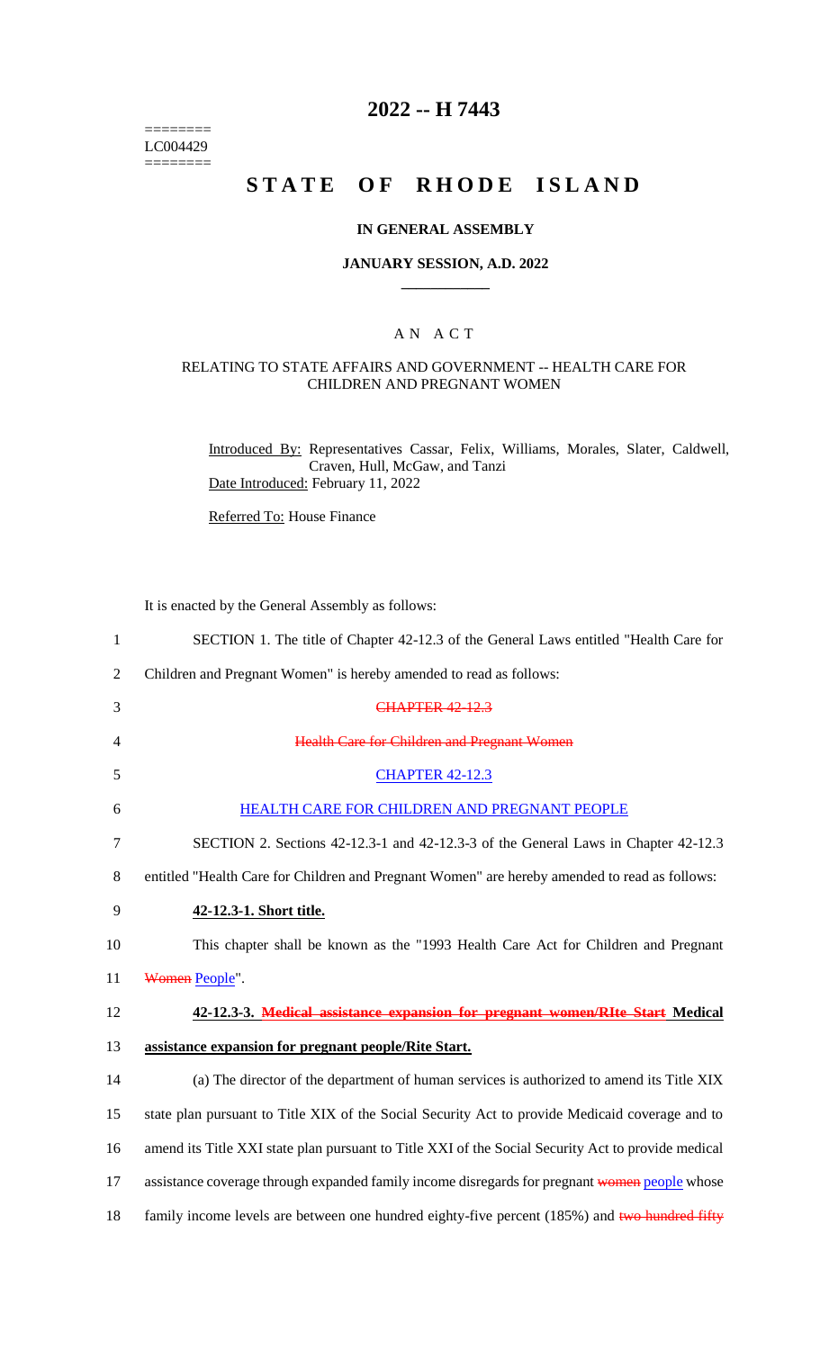========
LC004429
========

# 2022 -- H 7443

# STATE OF RHODE ISLAND

## IN GENERAL ASSEMBLY

### JANUARY SESSION, A.D. 2022

____________

A N A C T

RELATING TO STATE AFFAIRS AND GOVERNMENT -- HEALTH CARE FOR CHILDREN AND PREGNANT WOMEN

Introduced By: Representatives Cassar, Felix, Williams, Morales, Slater, Caldwell, Craven, Hull, McGaw, and Tanzi

Date Introduced: February 11, 2022

Referred To: House Finance

It is enacted by the General Assembly as follows:

1 SECTION 1. The title of Chapter 42-12.3 of the General Laws entitled "Health Care for
2 Children and Pregnant Women" is hereby amended to read as follows:
3 ~~CHAPTER 42-12.3~~
4 ~~Health Care for Children and Pregnant Women~~
5 CHAPTER 42-12.3
6 HEALTH CARE FOR CHILDREN AND PREGNANT PEOPLE
7 SECTION 2. Sections 42-12.3-1 and 42-12.3-3 of the General Laws in Chapter 42-12.3
8 entitled "Health Care for Children and Pregnant Women" are hereby amended to read as follows:
9 **42-12.3-1. Short title.**
10 This chapter shall be known as the "1993 Health Care Act for Children and Pregnant
11 ~~Women~~ People".
12 **42-12.3-3. ~~Medical assistance expansion for pregnant women/RIte Start~~ Medical**
13 **assistance expansion for pregnant people/Rite Start.**
14 (a) The director of the department of human services is authorized to amend its Title XIX
15 state plan pursuant to Title XIX of the Social Security Act to provide Medicaid coverage and to
16 amend its Title XXI state plan pursuant to Title XXI of the Social Security Act to provide medical
17 assistance coverage through expanded family income disregards for pregnant ~~women~~ people whose
18 family income levels are between one hundred eighty-five percent (185%) and ~~two hundred fifty~~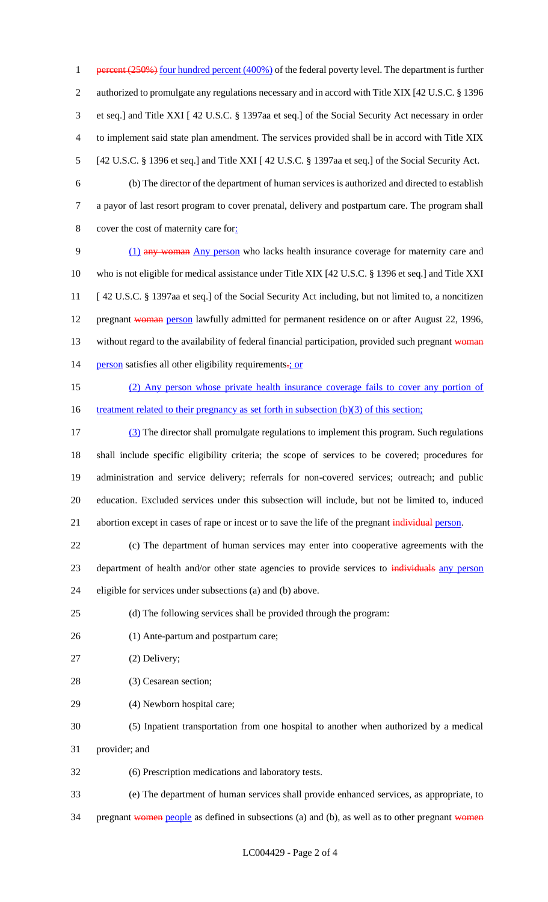~~percent (250%)~~ four hundred percent (400%) of the federal poverty level. The department is further authorized to promulgate any regulations necessary and in accord with Title XIX [42 U.S.C. § 1396 et seq.] and Title XXI [ 42 U.S.C. § 1397aa et seq.] of the Social Security Act necessary in order to implement said state plan amendment. The services provided shall be in accord with Title XIX [42 U.S.C. § 1396 et seq.] and Title XXI [ 42 U.S.C. § 1397aa et seq.] of the Social Security Act.

(b) The director of the department of human services is authorized and directed to establish a payor of last resort program to cover prenatal, delivery and postpartum care. The program shall cover the cost of maternity care for:

(1) ~~any woman~~ Any person who lacks health insurance coverage for maternity care and who is not eligible for medical assistance under Title XIX [42 U.S.C. § 1396 et seq.] and Title XXI [ 42 U.S.C. § 1397aa et seq.] of the Social Security Act including, but not limited to, a noncitizen pregnant ~~woman~~ person lawfully admitted for permanent residence on or after August 22, 1996, without regard to the availability of federal financial participation, provided such pregnant ~~woman~~ person satisfies all other eligibility requirements~~.~~; or

(2) Any person whose private health insurance coverage fails to cover any portion of treatment related to their pregnancy as set forth in subsection (b)(3) of this section;

(3) The director shall promulgate regulations to implement this program. Such regulations shall include specific eligibility criteria; the scope of services to be covered; procedures for administration and service delivery; referrals for non-covered services; outreach; and public education. Excluded services under this subsection will include, but not be limited to, induced abortion except in cases of rape or incest or to save the life of the pregnant ~~individual~~ person.

(c) The department of human services may enter into cooperative agreements with the department of health and/or other state agencies to provide services to ~~individuals~~ any person eligible for services under subsections (a) and (b) above.

(d) The following services shall be provided through the program:

(1) Ante-partum and postpartum care;

(2) Delivery;

(3) Cesarean section;

(4) Newborn hospital care;

(5) Inpatient transportation from one hospital to another when authorized by a medical provider; and

(6) Prescription medications and laboratory tests.

(e) The department of human services shall provide enhanced services, as appropriate, to pregnant ~~women~~ people as defined in subsections (a) and (b), as well as to other pregnant ~~women~~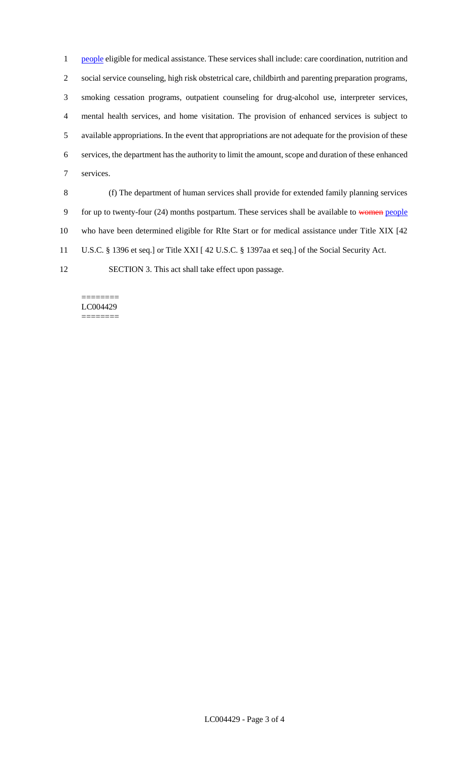people eligible for medical assistance. These services shall include: care coordination, nutrition and social service counseling, high risk obstetrical care, childbirth and parenting preparation programs, smoking cessation programs, outpatient counseling for drug-alcohol use, interpreter services, mental health services, and home visitation. The provision of enhanced services is subject to available appropriations. In the event that appropriations are not adequate for the provision of these services, the department has the authority to limit the amount, scope and duration of these enhanced services.

(f) The department of human services shall provide for extended family planning services for up to twenty-four (24) months postpartum. These services shall be available to ~~women~~ people who have been determined eligible for RIte Start or for medical assistance under Title XIX [42 U.S.C. § 1396 et seq.] or Title XXI [ 42 U.S.C. § 1397aa et seq.] of the Social Security Act.

SECTION 3. This act shall take effect upon passage.

========
LC004429
========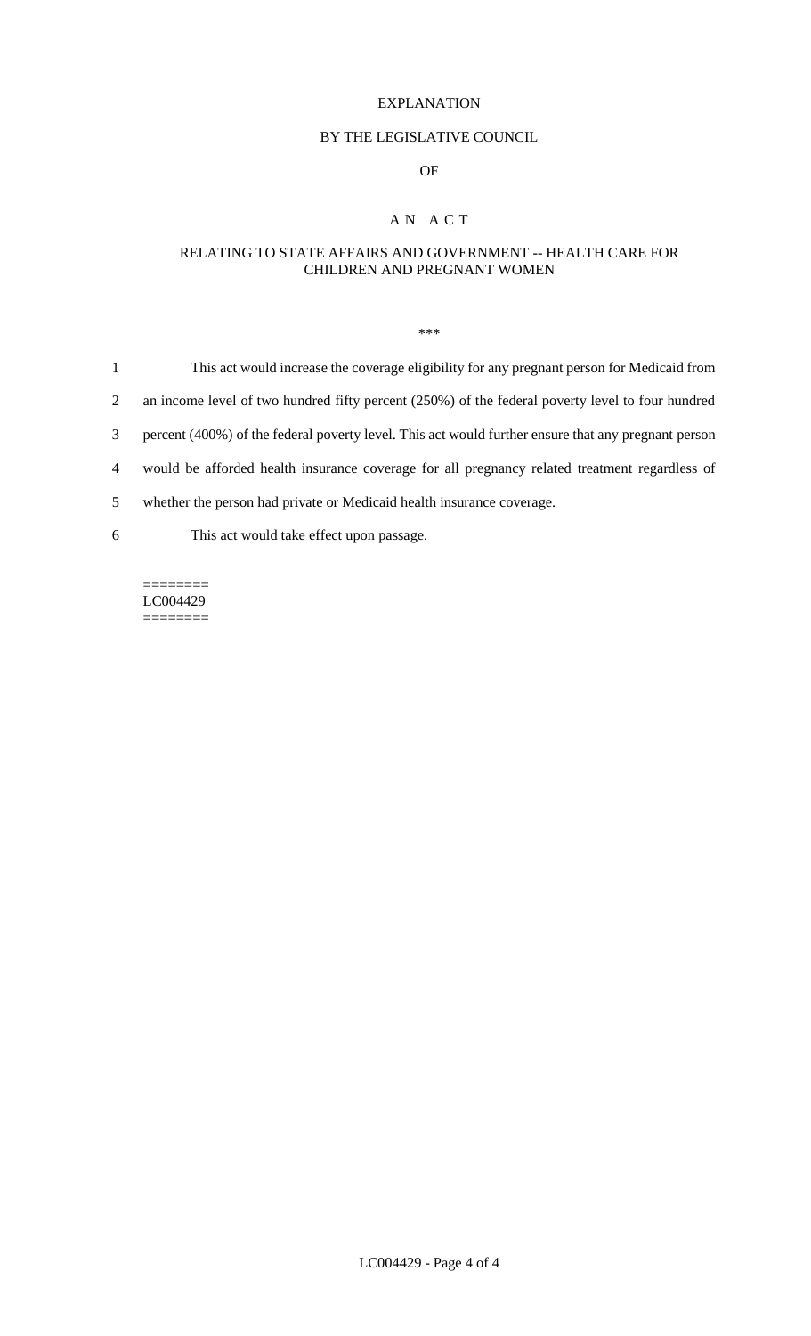EXPLANATION

BY THE LEGISLATIVE COUNCIL

OF

# A N A C T

## RELATING TO STATE AFFAIRS AND GOVERNMENT -- HEALTH CARE FOR CHILDREN AND PREGNANT WOMEN

\*\*\*

1 This act would increase the coverage eligibility for any pregnant person for Medicaid from
2 an income level of two hundred fifty percent (250%) of the federal poverty level to four hundred
3 percent (400%) of the federal poverty level. This act would further ensure that any pregnant person
4 would be afforded health insurance coverage for all pregnancy related treatment regardless of
5 whether the person had private or Medicaid health insurance coverage.
6 This act would take effect upon passage.

========
LC004429
========